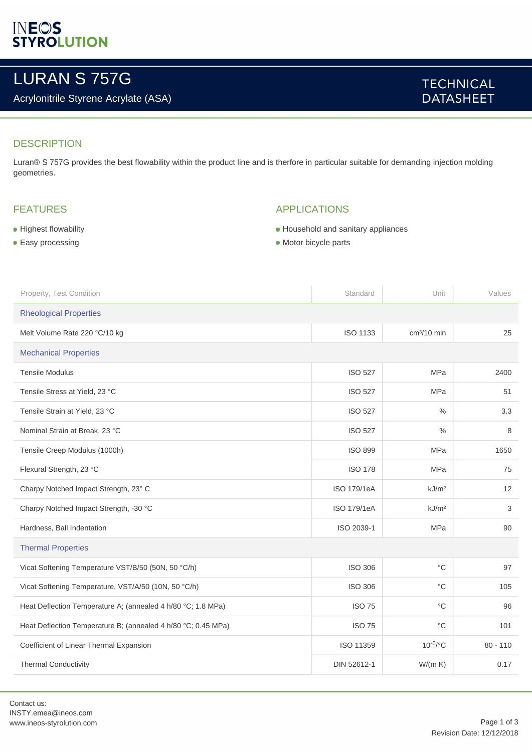INEOS STYROLUTION

# LURAN S 757G

Acrylonitrile Styrene Acrylate (ASA)

TECHNICAL DATASHEET

## DESCRIPTION

Luran® S 757G provides the best flowability within the product line and is therfore in particular suitable for demanding injection molding geometries.

## FEATURES

- Highest flowability
- Easy processing

## APPLICATIONS

- Household and sanitary appliances
- Motor bicycle parts

| Property, Test Condition | Standard | Unit | Values |
|---|---|---|---|
| **Rheological Properties** | | | |
| Melt Volume Rate 220 °C/10 kg | ISO 1133 | cm³/10 min | 25 |
| **Mechanical Properties** | | | |
| Tensile Modulus | ISO 527 | MPa | 2400 |
| Tensile Stress at Yield, 23 °C | ISO 527 | MPa | 51 |
| Tensile Strain at Yield, 23 °C | ISO 527 | % | 3.3 |
| Nominal Strain at Break, 23 °C | ISO 527 | % | 8 |
| Tensile Creep Modulus (1000h) | ISO 899 | MPa | 1650 |
| Flexural Strength, 23 °C | ISO 178 | MPa | 75 |
| Charpy Notched Impact Strength, 23° C | ISO 179/1eA | kJ/m² | 12 |
| Charpy Notched Impact Strength, -30 °C | ISO 179/1eA | kJ/m² | 3 |
| Hardness, Ball Indentation | ISO 2039-1 | MPa | 90 |
| **Thermal Properties** | | | |
| Vicat Softening Temperature VST/B/50 (50N, 50 °C/h) | ISO 306 | °C | 97 |
| Vicat Softening Temperature, VST/A/50 (10N, 50 °C/h) | ISO 306 | °C | 105 |
| Heat Deflection Temperature A; (annealed 4 h/80 °C; 1.8 MPa) | ISO 75 | °C | 96 |
| Heat Deflection Temperature B; (annealed 4 h/80 °C; 0.45 MPa) | ISO 75 | °C | 101 |
| Coefficient of Linear Thermal Expansion | ISO 11359 | $10^{-6}$/°C | 80 - 110 |
| Thermal Conductivity | DIN 52612-1 | W/(m K) | 0.17 |

Contact us:
INSTY.emea@ineos.com
www.ineos-styrolution.com

Revision Date: 12/12/2018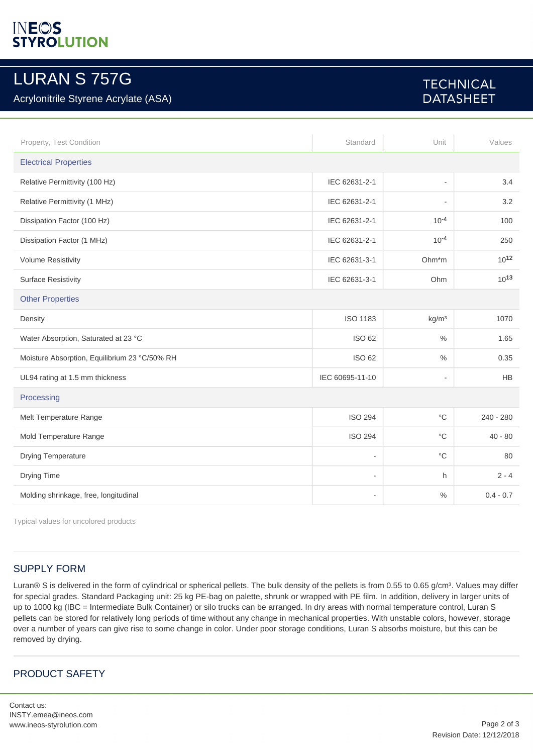# LURAN S 757G

Acrylonitrile Styrene Acrylate (ASA)

TECHNICAL DATASHEET

| Property, Test Condition | Standard | Unit | Values |
|---|---|---|---|
| **Electrical Properties** | | | |
| Relative Permittivity (100 Hz) | IEC 62631-2-1 | - | 3.4 |
| Relative Permittivity (1 MHz) | IEC 62631-2-1 | - | 3.2 |
| Dissipation Factor (100 Hz) | IEC 62631-2-1 | $10^{-4}$ | 100 |
| Dissipation Factor (1 MHz) | IEC 62631-2-1 | $10^{-4}$ | 250 |
| Volume Resistivity | IEC 62631-3-1 | Ohm*m | $10^{12}$ |
| Surface Resistivity | IEC 62631-3-1 | Ohm | $10^{13}$ |
| **Other Properties** | | | |
| Density | ISO 1183 | kg/m³ | 1070 |
| Water Absorption, Saturated at 23 °C | ISO 62 | % | 1.65 |
| Moisture Absorption, Equilibrium 23 °C/50% RH | ISO 62 | % | 0.35 |
| UL94 rating at 1.5 mm thickness | IEC 60695-11-10 | - | HB |
| **Processing** | | | |
| Melt Temperature Range | ISO 294 | °C | 240 - 280 |
| Mold Temperature Range | ISO 294 | °C | 40 - 80 |
| Drying Temperature | - | °C | 80 |
| Drying Time | - | h | 2 - 4 |
| Molding shrinkage, free, longitudinal | - | % | 0.4 - 0.7 |

Typical values for uncolored products

## SUPPLY FORM

Luran® S is delivered in the form of cylindrical or spherical pellets. The bulk density of the pellets is from 0.55 to 0.65 g/cm³. Values may differ for special grades. Standard Packaging unit: 25 kg PE-bag on palette, shrunk or wrapped with PE film. In addition, delivery in larger units of up to 1000 kg (IBC = Intermediate Bulk Container) or silo trucks can be arranged. In dry areas with normal temperature control, Luran S pellets can be stored for relatively long periods of time without any change in mechanical properties. With unstable colors, however, storage over a number of years can give rise to some change in color. Under poor storage conditions, Luran S absorbs moisture, but this can be removed by drying.

## PRODUCT SAFETY

Contact us:
INSTY.emea@ineos.com
www.ineos-styrolution.com

Revision Date: 12/12/2018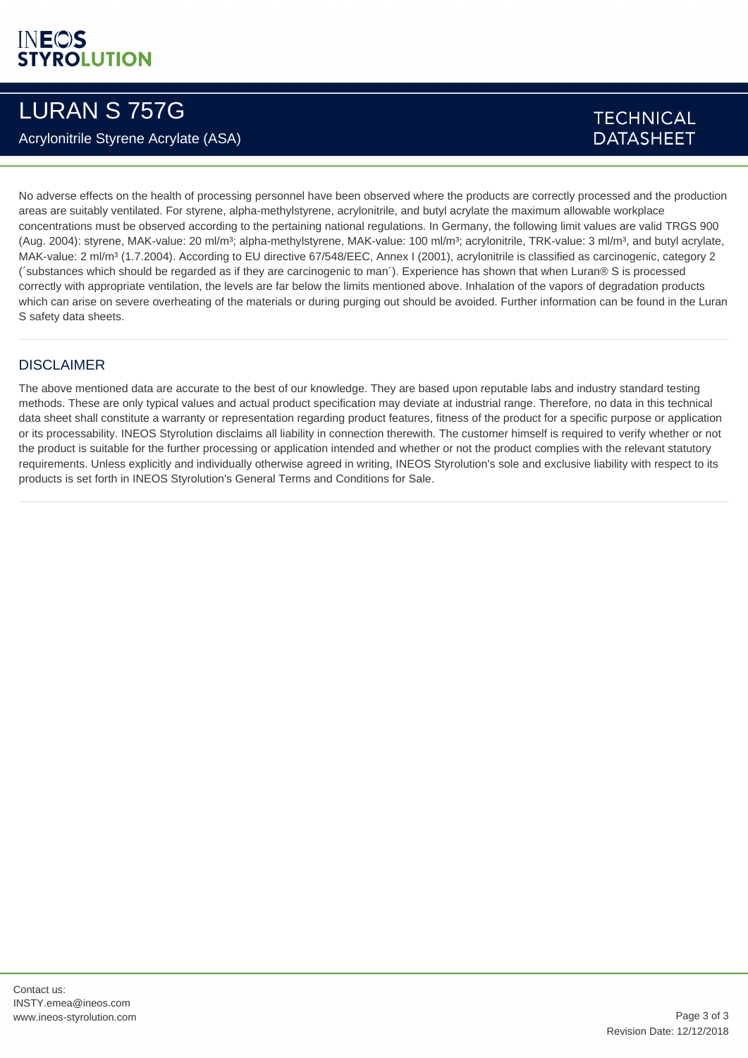# LURAN S 757G

Acrylonitrile Styrene Acrylate (ASA)

TECHNICAL DATASHEET

No adverse effects on the health of processing personnel have been observed where the products are correctly processed and the production areas are suitably ventilated. For styrene, alpha-methylstyrene, acrylonitrile, and butyl acrylate the maximum allowable workplace concentrations must be observed according to the pertaining national regulations. In Germany, the following limit values are valid TRGS 900 (Aug. 2004): styrene, MAK-value: 20 ml/m³; alpha-methylstyrene, MAK-value: 100 ml/m³; acrylonitrile, TRK-value: 3 ml/m³, and butyl acrylate, MAK-value: 2 ml/m³ (1.7.2004). According to EU directive 67/548/EEC, Annex I (2001), acrylonitrile is classified as carcinogenic, category 2 (´substances which should be regarded as if they are carcinogenic to man´). Experience has shown that when Luran® S is processed correctly with appropriate ventilation, the levels are far below the limits mentioned above. Inhalation of the vapors of degradation products which can arise on severe overheating of the materials or during purging out should be avoided. Further information can be found in the Luran S safety data sheets.

## DISCLAIMER

The above mentioned data are accurate to the best of our knowledge. They are based upon reputable labs and industry standard testing methods. These are only typical values and actual product specification may deviate at industrial range. Therefore, no data in this technical data sheet shall constitute a warranty or representation regarding product features, fitness of the product for a specific purpose or application or its processability. INEOS Styrolution disclaims all liability in connection therewith. The customer himself is required to verify whether or not the product is suitable for the further processing or application intended and whether or not the product complies with the relevant statutory requirements. Unless explicitly and individually otherwise agreed in writing, INEOS Styrolution's sole and exclusive liability with respect to its products is set forth in INEOS Styrolution's General Terms and Conditions for Sale.

Contact us:
INSTY.emea@ineos.com
www.ineos-styrolution.com

Revision Date: 12/12/2018